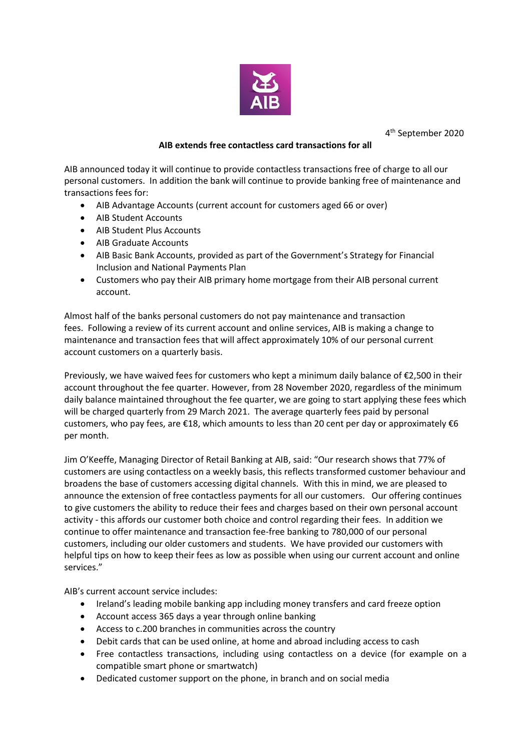4th September 2020

**AIB extends free contactless card transactions for all**

AIB announced today it will continue to provide contactless transactions free of charge to all our personal customers. In addition the bank will continue to provide banking free of maintenance and transactions fees for:

- AIB Advantage Accounts (current account for customers aged 66 or over)
- AIB Student Accounts
- AIB Student Plus Accounts
- AIB Graduate Accounts
- AIB Basic Bank Accounts, provided as part of the Government's Strategy for Financial Inclusion and National Payments Plan
- Customers who pay their AIB primary home mortgage from their AIB personal current account.

Almost half of the banks personal customers do not pay maintenance and transaction fees. Following a review of its current account and online services, AIB is making a change to maintenance and transaction fees that will affect approximately 10% of our personal current account customers on a quarterly basis.

Previously, we have waived fees for customers who kept a minimum daily balance of €2,500 in their account throughout the fee quarter. However, from 28 November 2020, regardless of the minimum daily balance maintained throughout the fee quarter, we are going to start applying these fees which will be charged quarterly from 29 March 2021. The average quarterly fees paid by personal customers, who pay fees, are €18, which amounts to less than 20 cent per day or approximately €6 per month.

Jim O'Keeffe, Managing Director of Retail Banking at AIB, said: "Our research shows that 77% of customers are using contactless on a weekly basis, this reflects transformed customer behaviour and broadens the base of customers accessing digital channels. With this in mind, we are pleased to announce the extension of free contactless payments for all our customers. Our offering continues to give customers the ability to reduce their fees and charges based on their own personal account activity - this affords our customer both choice and control regarding their fees. In addition we continue to offer maintenance and transaction fee-free banking to 780,000 of our personal customers, including our older customers and students. We have provided our customers with helpful tips on how to keep their fees as low as possible when using our current account and online services."

AIB's current account service includes:

- Ireland's leading mobile banking app including money transfers and card freeze option
- Account access 365 days a year through online banking
- Access to c.200 branches in communities across the country
- Debit cards that can be used online, at home and abroad including access to cash
- Free contactless transactions, including using contactless on a device (for example on a compatible smart phone or smartwatch)
- Dedicated customer support on the phone, in branch and on social media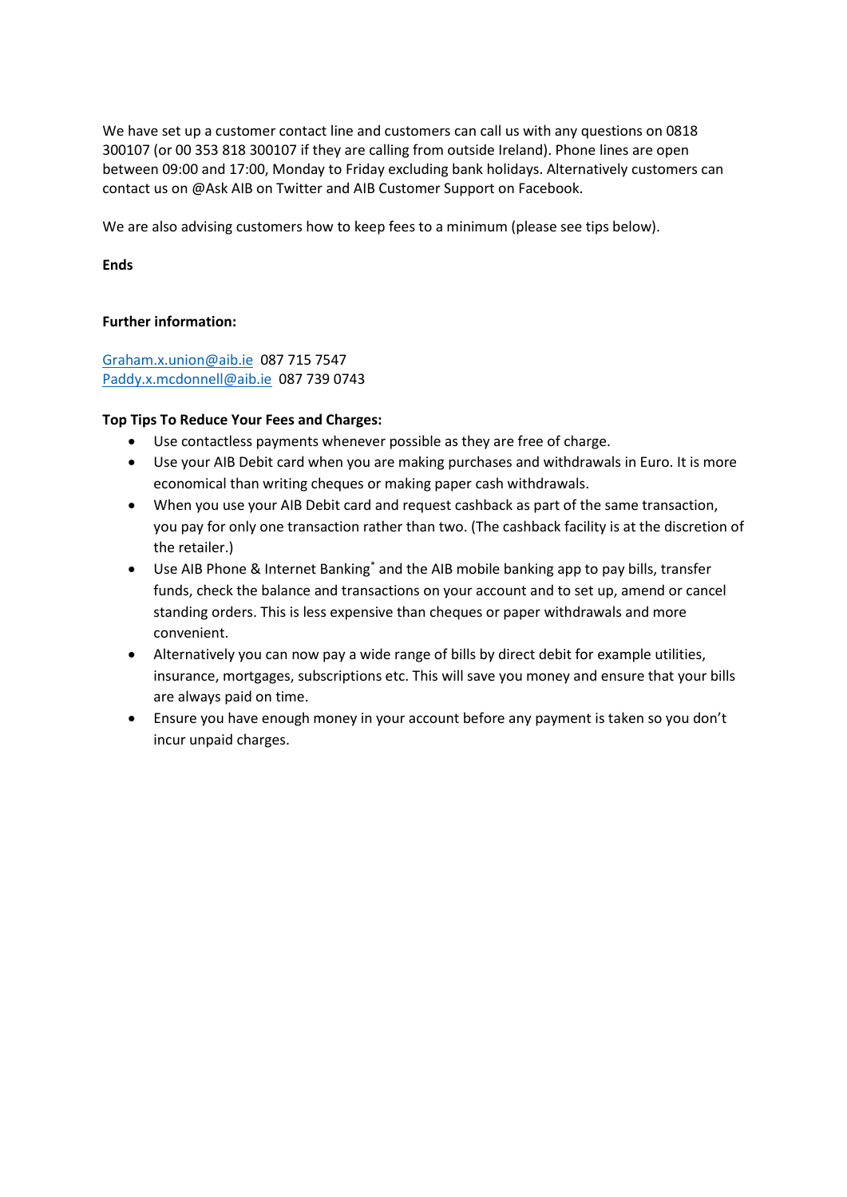We have set up a customer contact line and customers can call us with any questions on 0818 300107 (or 00 353 818 300107 if they are calling from outside Ireland). Phone lines are open between 09:00 and 17:00, Monday to Friday excluding bank holidays. Alternatively customers can contact us on @Ask AIB on Twitter and AIB Customer Support on Facebook.

We are also advising customers how to keep fees to a minimum (please see tips below).

**Ends**

**Further information:**

Graham.x.union@aib.ie 087 715 7547
Paddy.x.mcdonnell@aib.ie 087 739 0743

**Top Tips To Reduce Your Fees and Charges:**

- Use contactless payments whenever possible as they are free of charge.
- Use your AIB Debit card when you are making purchases and withdrawals in Euro. It is more economical than writing cheques or making paper cash withdrawals.
- When you use your AIB Debit card and request cashback as part of the same transaction, you pay for only one transaction rather than two. (The cashback facility is at the discretion of the retailer.)
- Use AIB Phone & Internet Banking* and the AIB mobile banking app to pay bills, transfer funds, check the balance and transactions on your account and to set up, amend or cancel standing orders. This is less expensive than cheques or paper withdrawals and more convenient.
- Alternatively you can now pay a wide range of bills by direct debit for example utilities, insurance, mortgages, subscriptions etc. This will save you money and ensure that your bills are always paid on time.
- Ensure you have enough money in your account before any payment is taken so you don't incur unpaid charges.